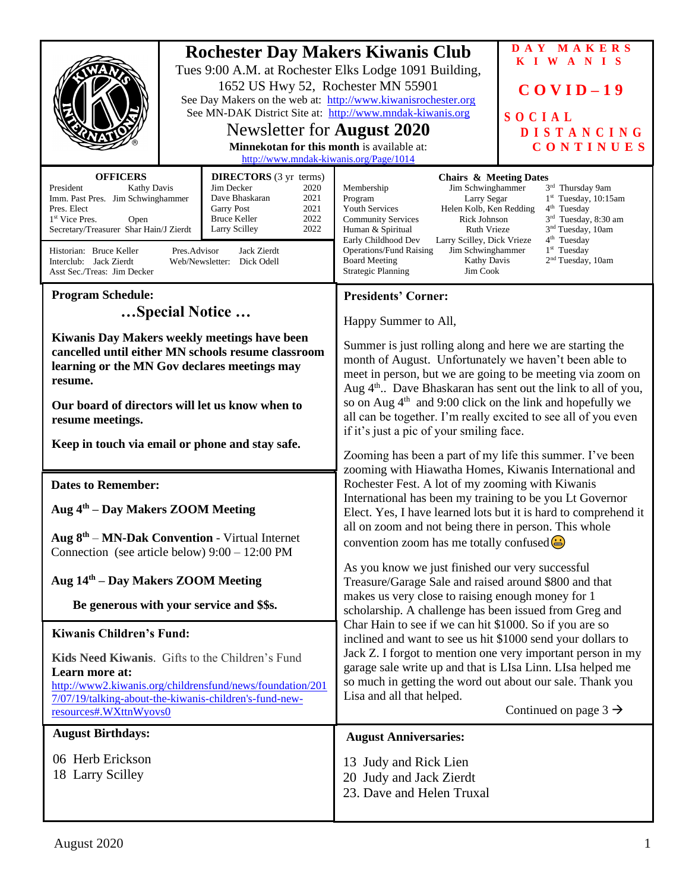# Rochester Day Makers Kiwanis Club

Tues 9:00 A.M. at Rochester Elks Lodge 1091 Building, 1652 US Hwy 52, Rochester MN 55901

See Day Makers on the web at: http://www.kiwanisrochester.org

See MN-DAK District Site at: http://www.mndak-kiwanis.org

## Newsletter for **August 2020**

**Minnekotan for this month** is available at: http://www.mndak-kiwanis.org/Page/1014

**DAY MAKERS KIWANIS**

**COVID–19**

**SOCIAL DISTANCING CONTINUES**

### OFFICERS

| | |
|---|---|
| President | Kathy Davis |
| Imm. Past Pres. | Jim Schwinghammer |
| Pres. Elect | |
| 1st Vice Pres. | Open |
| Secretary/Treasurer | Shar Hain/J Zierdt |

### DIRECTORS (3 yr terms)

| | |
|---|---|
| Jim Decker | 2020 |
| Dave Bhaskaran | 2021 |
| Garry Post | 2021 |
| Bruce Keller | 2022 |
| Larry Scilley | 2022 |

Historian: Bruce Keller
Interclub: Jack Zierdt
Asst Sec./Treas: Jim Decker
Pres.Advisor: Jack Zierdt
Web/Newsletter: Dick Odell

### Chairs & Meeting Dates

| | | |
|---|---|---|
| Membership | Jim Schwinghammer | 3rd Thursday 9am |
| Program | Larry Segar | 1st Tuesday, 10:15am |
| Youth Services | Helen Kolb, Ken Redding | 4th Tuesday |
| Community Services | Rick Johnson | 3rd Tuesday, 8:30 am |
| Human & Spiritual | Ruth Vrieze | 3nd Tuesday, 10am |
| Early Childhood Dev | Larry Scilley, Dick Vrieze | 4th Tuesday |
| Operations/Fund Raising | Jim Schwinghammer | 1st Tuesday |
| Board Meeting | Kathy Davis | 2nd Tuesday, 10am |
| Strategic Planning | Jim Cook | |

## Program Schedule:

### …Special Notice …

**Kiwanis Day Makers weekly meetings have been cancelled until either MN schools resume classroom learning or the MN Gov declares meetings may resume.**

**Our board of directors will let us know when to resume meetings.**

**Keep in touch via email or phone and stay safe.**

## Dates to Remember:

**Aug 4th – Day Makers ZOOM Meeting**

**Aug 8th** – **MN-Dak Convention** - Virtual Internet Connection (see article below) 9:00 – 12:00 PM

**Aug 14th – Day Makers ZOOM Meeting**

**Be generous with your service and $$s.**

## Kiwanis Children's Fund:

**Kids Need Kiwanis**. Gifts to the Children's Fund
**Learn more at:**
http://www2.kiwanis.org/childrensfund/news/foundation/2017/07/19/talking-about-the-kiwanis-children's-fund-new-resources#.WXttnWyovs0

## August Birthdays:

06 Herb Erickson
18 Larry Scilley

## Presidents' Corner:

Happy Summer to All,

Summer is just rolling along and here we are starting the month of August. Unfortunately we haven't been able to meet in person, but we are going to be meeting via zoom on Aug 4th.. Dave Bhaskaran has sent out the link to all of you, so on Aug 4th and 9:00 click on the link and hopefully we all can be together. I'm really excited to see all of you even if it's just a pic of your smiling face.

Zooming has been a part of my life this summer. I've been zooming with Hiawatha Homes, Kiwanis International and Rochester Fest. A lot of my zooming with Kiwanis International has been my training to be you Lt Governor Elect. Yes, I have learned lots but it is hard to comprehend it all on zoom and not being there in person. This whole convention zoom has me totally confused 😬

As you know we just finished our very successful Treasure/Garage Sale and raised around $800 and that makes us very close to raising enough money for 1 scholarship. A challenge has been issued from Greg and Char Hain to see if we can hit $1000. So if you are so inclined and want to see us hit $1000 send your dollars to Jack Z. I forgot to mention one very important person in my garage sale write up and that is LIsa Linn. LIsa helped me so much in getting the word out about our sale. Thank you Lisa and all that helped.

Continued on page 3 →

## August Anniversaries:

13 Judy and Rick Lien
20 Judy and Jack Zierdt
23. Dave and Helen Truxal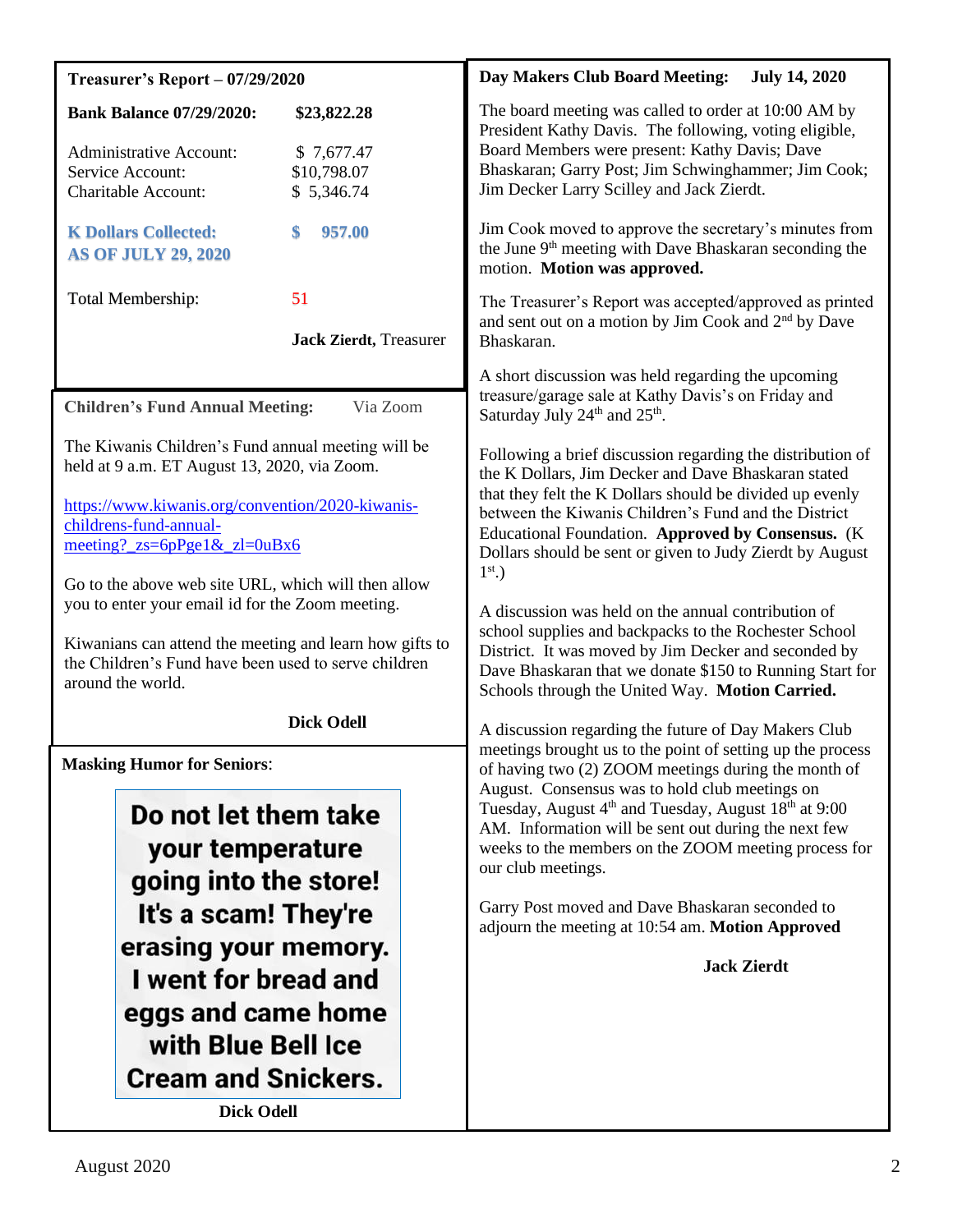## Treasurer's Report – 07/29/2020

| | |
|---|---|
| **Bank Balance 07/29/2020:** | **$23,822.28** |
| Administrative Account: | $ 7,677.47 |
| Service Account: | $10,798.07 |
| Charitable Account: | $ 5,346.74 |
| **K Dollars Collected: AS OF JULY 29, 2020** | **$ 957.00** |
| Total Membership: | 51 |

**Jack Zierdt,** Treasurer

## Children's Fund Annual Meeting: Via Zoom

The Kiwanis Children's Fund annual meeting will be held at 9 a.m. ET August 13, 2020, via Zoom.

https://www.kiwanis.org/convention/2020-kiwanis-childrens-fund-annual-meeting?_zs=6pPge1&_zl=0uBx6

Go to the above web site URL, which will then allow you to enter your email id for the Zoom meeting.

Kiwanians can attend the meeting and learn how gifts to the Children's Fund have been used to serve children around the world.

**Dick Odell**

## Masking Humor for Seniors:

**Do not let them take your temperature going into the store! It's a scam! They're erasing your memory. I went for bread and eggs and came home with Blue Bell Ice Cream and Snickers.**

**Dick Odell**

## Day Makers Club Board Meeting: July 14, 2020

The board meeting was called to order at 10:00 AM by President Kathy Davis. The following, voting eligible, Board Members were present: Kathy Davis; Dave Bhaskaran; Garry Post; Jim Schwinghammer; Jim Cook; Jim Decker Larry Scilley and Jack Zierdt.

Jim Cook moved to approve the secretary's minutes from the June 9th meeting with Dave Bhaskaran seconding the motion. **Motion was approved.**

The Treasurer's Report was accepted/approved as printed and sent out on a motion by Jim Cook and 2nd by Dave Bhaskaran.

A short discussion was held regarding the upcoming treasure/garage sale at Kathy Davis's on Friday and Saturday July 24th and 25th.

Following a brief discussion regarding the distribution of the K Dollars, Jim Decker and Dave Bhaskaran stated that they felt the K Dollars should be divided up evenly between the Kiwanis Children's Fund and the District Educational Foundation. **Approved by Consensus.** (K Dollars should be sent or given to Judy Zierdt by August 1st.)

A discussion was held on the annual contribution of school supplies and backpacks to the Rochester School District. It was moved by Jim Decker and seconded by Dave Bhaskaran that we donate $150 to Running Start for Schools through the United Way. **Motion Carried.**

A discussion regarding the future of Day Makers Club meetings brought us to the point of setting up the process of having two (2) ZOOM meetings during the month of August. Consensus was to hold club meetings on Tuesday, August 4th and Tuesday, August 18th at 9:00 AM. Information will be sent out during the next few weeks to the members on the ZOOM meeting process for our club meetings.

Garry Post moved and Dave Bhaskaran seconded to adjourn the meeting at 10:54 am. **Motion Approved**

**Jack Zierdt**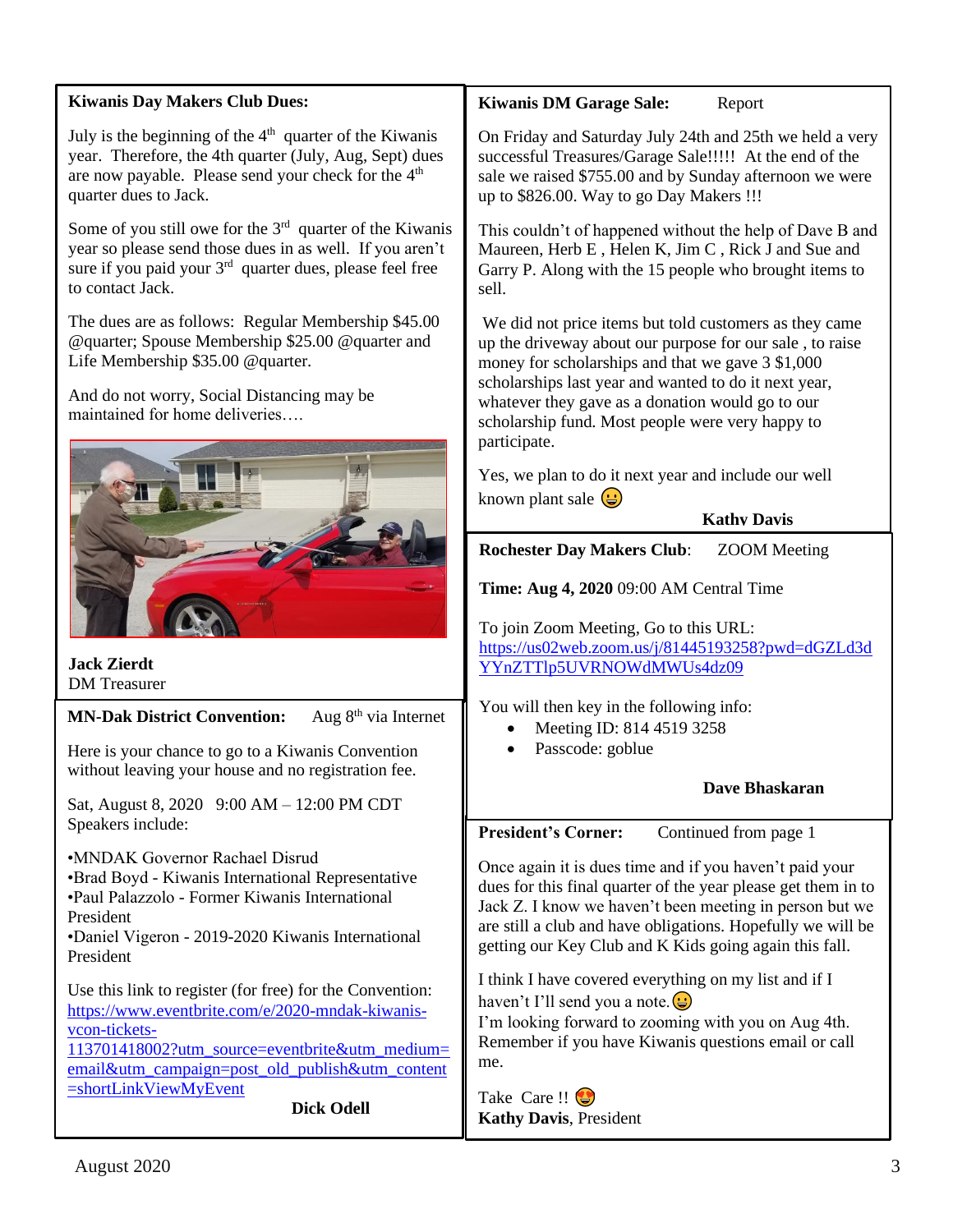**Kiwanis Day Makers Club Dues:**

July is the beginning of the 4th quarter of the Kiwanis year. Therefore, the 4th quarter (July, Aug, Sept) dues are now payable. Please send your check for the 4th quarter dues to Jack.

Some of you still owe for the 3rd quarter of the Kiwanis year so please send those dues in as well. If you aren't sure if you paid your 3rd quarter dues, please feel free to contact Jack.

The dues are as follows: Regular Membership $45.00 @quarter; Spouse Membership $25.00 @quarter and Life Membership $35.00 @quarter.

And do not worry, Social Distancing may be maintained for home deliveries….

**Jack Zierdt**
DM Treasurer

**MN-Dak District Convention:** Aug 8th via Internet

Here is your chance to go to a Kiwanis Convention without leaving your house and no registration fee.

Sat, August 8, 2020 9:00 AM – 12:00 PM CDT
Speakers include:

- MNDAK Governor Rachael Disrud
- Brad Boyd - Kiwanis International Representative
- Paul Palazzolo - Former Kiwanis International President
- Daniel Vigeron - 2019-2020 Kiwanis International President

Use this link to register (for free) for the Convention: https://www.eventbrite.com/e/2020-mndak-kiwanis-vcon-tickets-113701418002?utm_source=eventbrite&utm_medium=email&utm_campaign=post_old_publish&utm_content=shortLinkViewMyEvent

**Dick Odell**

**Kiwanis DM Garage Sale:** Report

On Friday and Saturday July 24th and 25th we held a very successful Treasures/Garage Sale!!!!! At the end of the sale we raised $755.00 and by Sunday afternoon we were up to $826.00. Way to go Day Makers !!!

This couldn't of happened without the help of Dave B and Maureen, Herb E , Helen K, Jim C , Rick J and Sue and Garry P. Along with the 15 people who brought items to sell.

We did not price items but told customers as they came up the driveway about our purpose for our sale , to raise money for scholarships and that we gave 3 $1,000 scholarships last year and wanted to do it next year, whatever they gave as a donation would go to our scholarship fund. Most people were very happy to participate.

Yes, we plan to do it next year and include our well known plant sale 😀

**Kathy Davis**

**Rochester Day Makers Club**: ZOOM Meeting

**Time: Aug 4, 2020** 09:00 AM Central Time

To join Zoom Meeting, Go to this URL:
https://us02web.zoom.us/j/81445193258?pwd=dGZLd3dYYnZTTlp5UVRNOWdMWUs4dz09

You will then key in the following info:

- Meeting ID: 814 4519 3258
- Passcode: goblue

**Dave Bhaskaran**

**President's Corner:** Continued from page 1

Once again it is dues time and if you haven't paid your dues for this final quarter of the year please get them in to Jack Z. I know we haven't been meeting in person but we are still a club and have obligations. Hopefully we will be getting our Key Club and K Kids going again this fall.

I think I have covered everything on my list and if I haven't I'll send you a note.😀
I'm looking forward to zooming with you on Aug 4th. Remember if you have Kiwanis questions email or call me.

Take Care !! 😍
**Kathy Davis**, President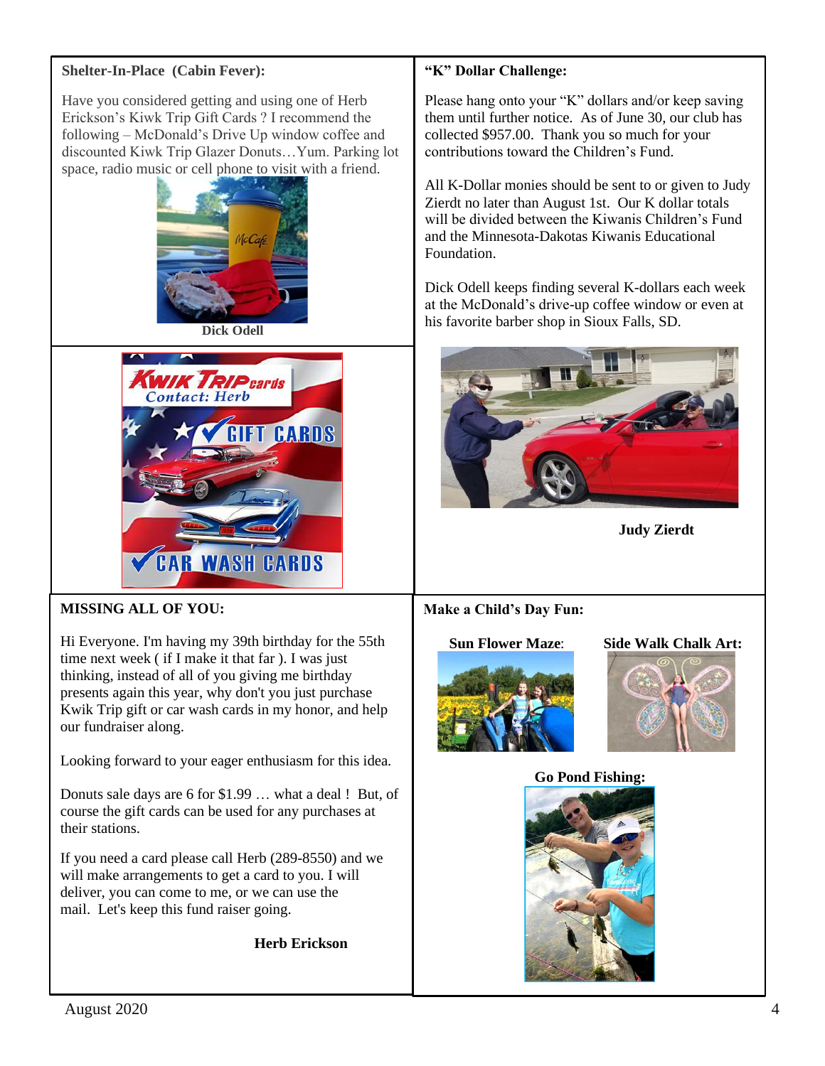**Shelter-In-Place (Cabin Fever):**

Have you considered getting and using one of Herb Erickson's Kiwk Trip Gift Cards ? I recommend the following – McDonald's Drive Up window coffee and discounted Kiwk Trip Glazer Donuts…Yum. Parking lot space, radio music or cell phone to visit with a friend.

**Dick Odell**

**"K" Dollar Challenge:**

Please hang onto your "K" dollars and/or keep saving them until further notice. As of June 30, our club has collected $957.00. Thank you so much for your contributions toward the Children's Fund.

All K-Dollar monies should be sent to or given to Judy Zierdt no later than August 1st. Our K dollar totals will be divided between the Kiwanis Children's Fund and the Minnesota-Dakotas Kiwanis Educational Foundation.

Dick Odell keeps finding several K-dollars each week at the McDonald's drive-up coffee window or even at his favorite barber shop in Sioux Falls, SD.

**Judy Zierdt**

**MISSING ALL OF YOU:**

Hi Everyone. I'm having my 39th birthday for the 55th time next week ( if I make it that far ). I was just thinking, instead of all of you giving me birthday presents again this year, why don't you just purchase Kwik Trip gift or car wash cards in my honor, and help our fundraiser along.

Looking forward to your eager enthusiasm for this idea.

Donuts sale days are 6 for $1.99 … what a deal ! But, of course the gift cards can be used for any purchases at their stations.

If you need a card please call Herb (289-8550) and we will make arrangements to get a card to you. I will deliver, you can come to me, or we can use the mail. Let's keep this fund raiser going.

**Herb Erickson**

**Make a Child's Day Fun:**

**Sun Flower Maze**:

**Side Walk Chalk Art:**

**Go Pond Fishing:**